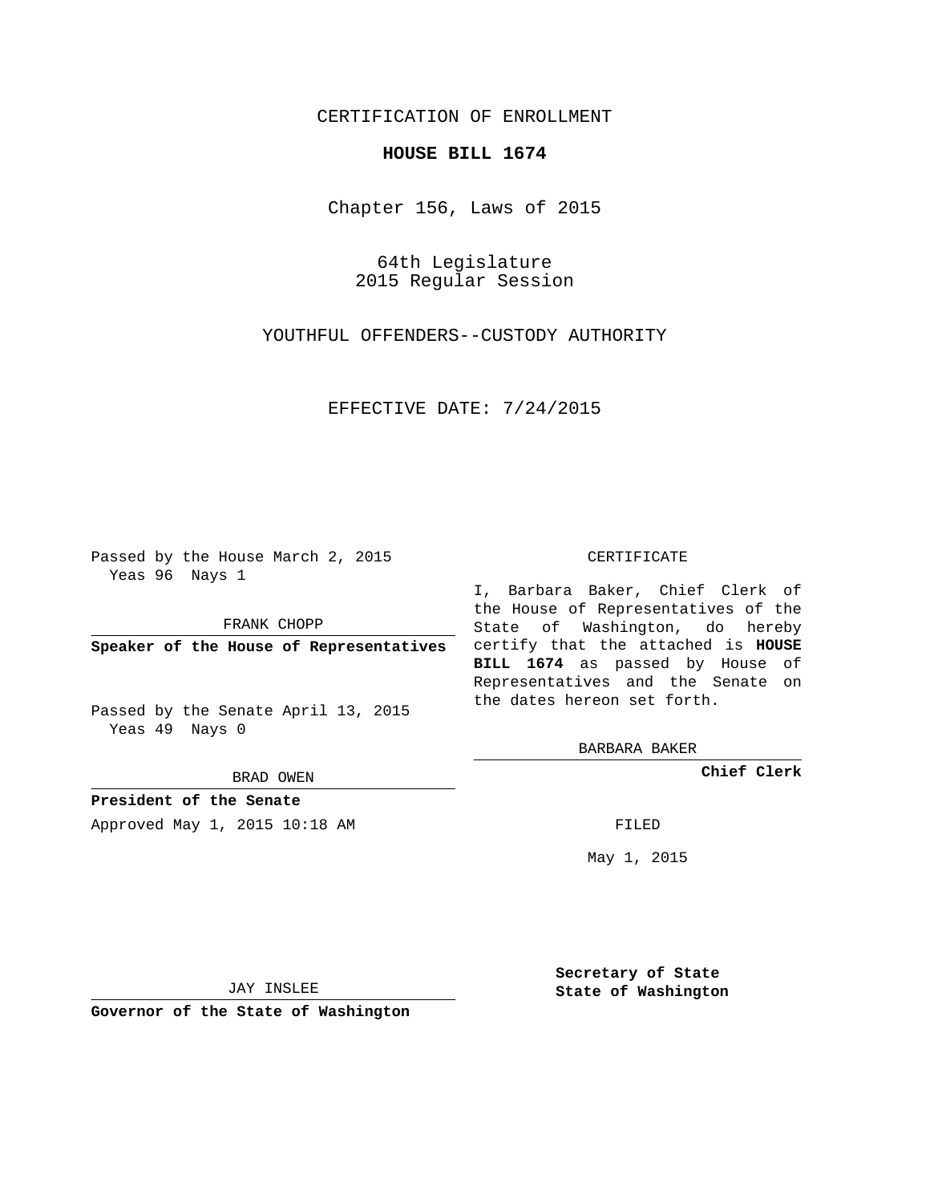CERTIFICATION OF ENROLLMENT

**HOUSE BILL 1674**

Chapter 156, Laws of 2015

64th Legislature
2015 Regular Session

YOUTHFUL OFFENDERS--CUSTODY AUTHORITY

EFFECTIVE DATE: 7/24/2015

Passed by the House March 2, 2015
Yeas 96 Nays 1

FRANK CHOPP

**Speaker of the House of Representatives**

Passed by the Senate April 13, 2015
Yeas 49 Nays 0

BRAD OWEN

**President of the Senate**

Approved May 1, 2015 10:18 AM

JAY INSLEE

**Governor of the State of Washington**

CERTIFICATE

I, Barbara Baker, Chief Clerk of the House of Representatives of the State of Washington, do hereby certify that the attached is **HOUSE BILL 1674** as passed by House of Representatives and the Senate on the dates hereon set forth.

BARBARA BAKER

**Chief Clerk**

FILED

May 1, 2015

**Secretary of State**
**State of Washington**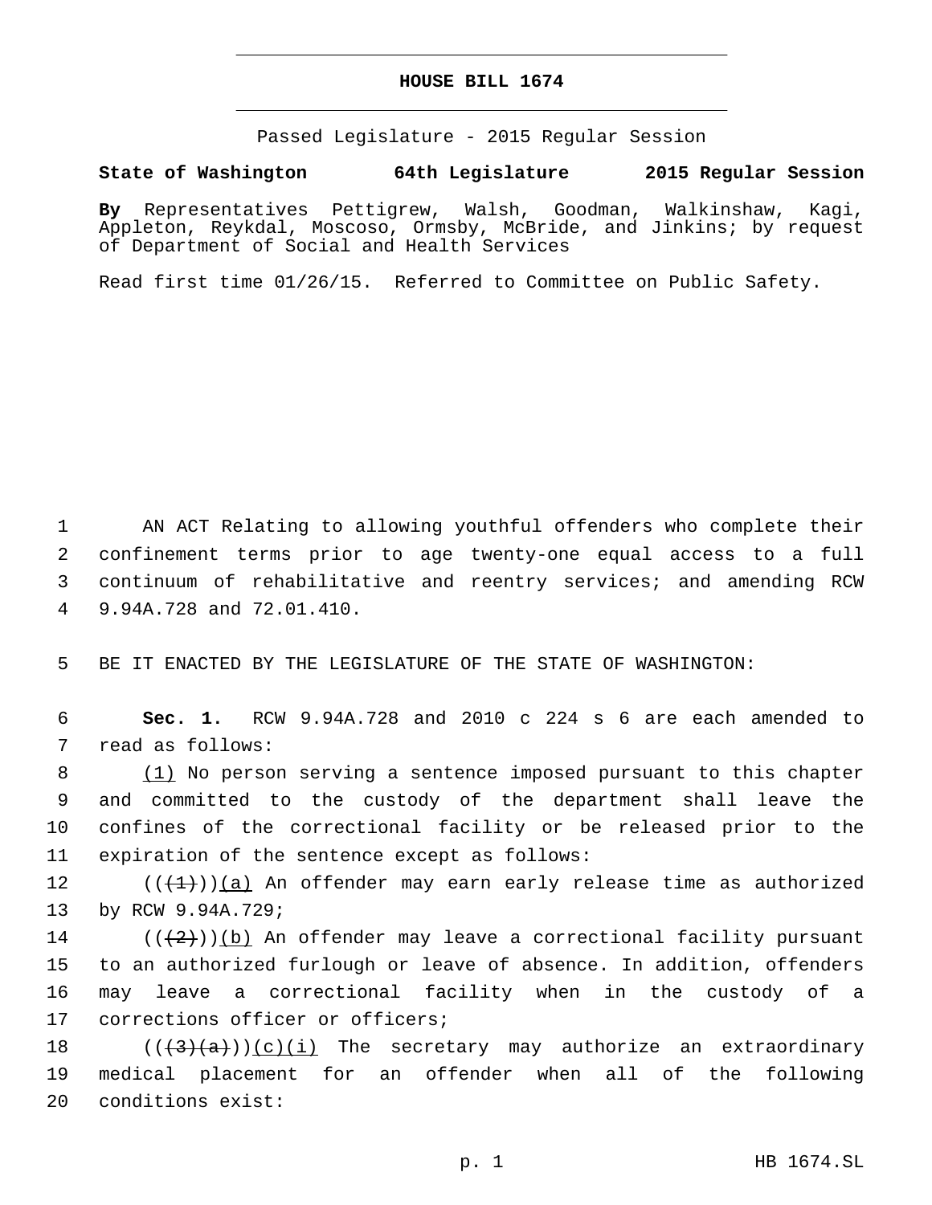**HOUSE BILL 1674**

Passed Legislature - 2015 Regular Session

**State of Washington 64th Legislature 2015 Regular Session**

**By** Representatives Pettigrew, Walsh, Goodman, Walkinshaw, Kagi, Appleton, Reykdal, Moscoso, Ormsby, McBride, and Jinkins; by request of Department of Social and Health Services

Read first time 01/26/15. Referred to Committee on Public Safety.

AN ACT Relating to allowing youthful offenders who complete their confinement terms prior to age twenty-one equal access to a full continuum of rehabilitative and reentry services; and amending RCW 9.94A.728 and 72.01.410.

BE IT ENACTED BY THE LEGISLATURE OF THE STATE OF WASHINGTON:

**Sec. 1.** RCW 9.94A.728 and 2010 c 224 s 6 are each amended to read as follows:

<u>(1)</u> No person serving a sentence imposed pursuant to this chapter and committed to the custody of the department shall leave the confines of the correctional facility or be released prior to the expiration of the sentence except as follows:

((~~(1)~~))<u>(a)</u> An offender may earn early release time as authorized by RCW 9.94A.729;

((~~(2)~~))<u>(b)</u> An offender may leave a correctional facility pursuant to an authorized furlough or leave of absence. In addition, offenders may leave a correctional facility when in the custody of a corrections officer or officers;

((~~(3)(a)~~))<u>(c)(i)</u> The secretary may authorize an extraordinary medical placement for an offender when all of the following conditions exist: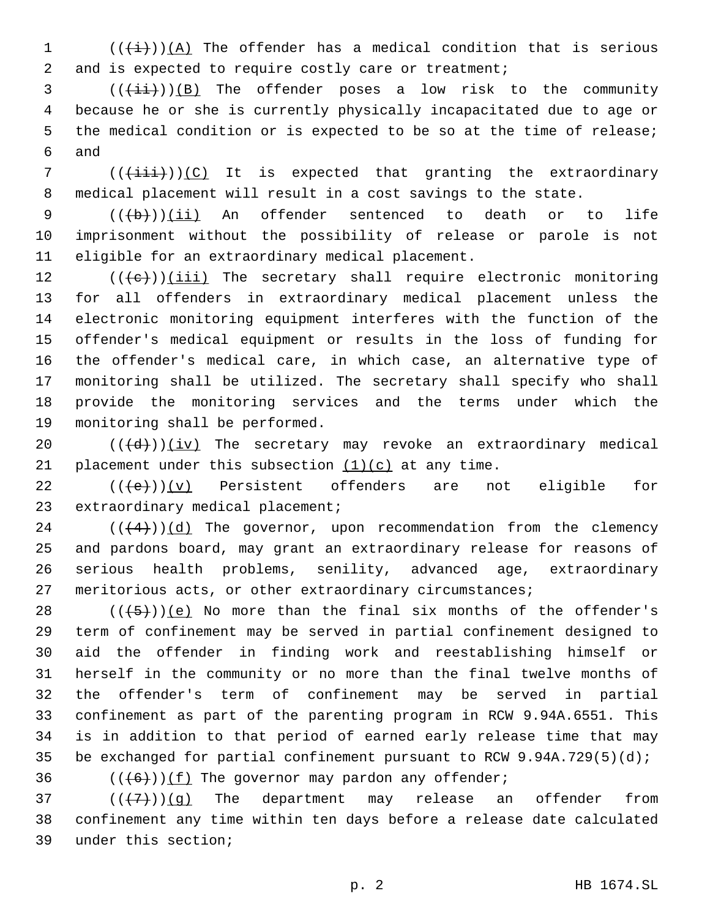((~~(i)~~))<u>(A)</u> The offender has a medical condition that is serious and is expected to require costly care or treatment;

((~~(ii)~~))<u>(B)</u> The offender poses a low risk to the community because he or she is currently physically incapacitated due to age or the medical condition or is expected to be so at the time of release; and

((~~(iii)~~))<u>(C)</u> It is expected that granting the extraordinary medical placement will result in a cost savings to the state.

((~~(b)~~))<u>(ii)</u> An offender sentenced to death or to life imprisonment without the possibility of release or parole is not eligible for an extraordinary medical placement.

((~~(c)~~))<u>(iii)</u> The secretary shall require electronic monitoring for all offenders in extraordinary medical placement unless the electronic monitoring equipment interferes with the function of the offender's medical equipment or results in the loss of funding for the offender's medical care, in which case, an alternative type of monitoring shall be utilized. The secretary shall specify who shall provide the monitoring services and the terms under which the monitoring shall be performed.

((~~(d)~~))<u>(iv)</u> The secretary may revoke an extraordinary medical placement under this subsection <u>(1)(c)</u> at any time.

((~~(e)~~))<u>(v)</u> Persistent offenders are not eligible for extraordinary medical placement;

((~~(4)~~))<u>(d)</u> The governor, upon recommendation from the clemency and pardons board, may grant an extraordinary release for reasons of serious health problems, senility, advanced age, extraordinary meritorious acts, or other extraordinary circumstances;

((~~(5)~~))<u>(e)</u> No more than the final six months of the offender's term of confinement may be served in partial confinement designed to aid the offender in finding work and reestablishing himself or herself in the community or no more than the final twelve months of the offender's term of confinement may be served in partial confinement as part of the parenting program in RCW 9.94A.6551. This is in addition to that period of earned early release time that may be exchanged for partial confinement pursuant to RCW 9.94A.729(5)(d);

((~~(6)~~))<u>(f)</u> The governor may pardon any offender;

((~~(7)~~))<u>(g)</u> The department may release an offender from confinement any time within ten days before a release date calculated under this section;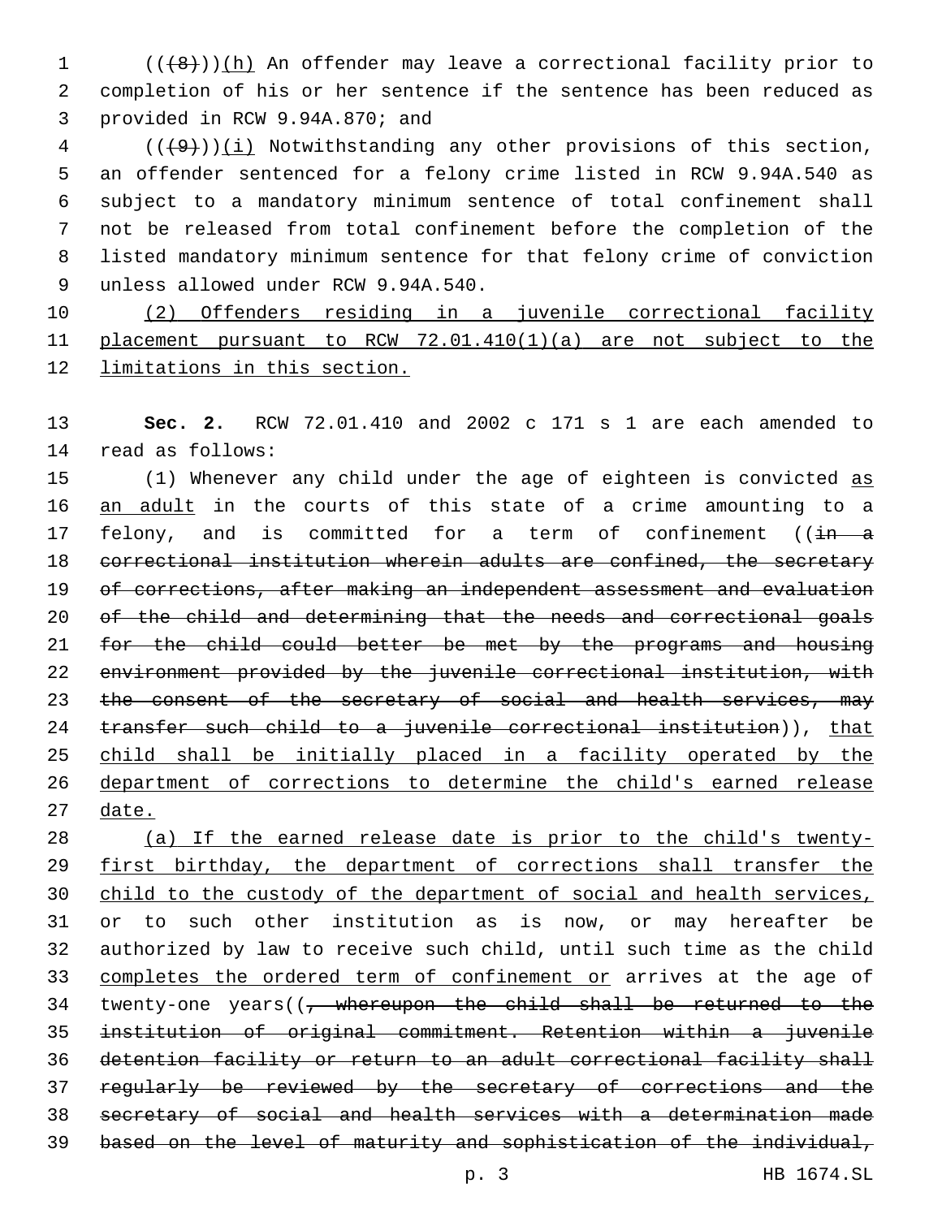((~~(8)~~))<u>(h)</u> An offender may leave a correctional facility prior to completion of his or her sentence if the sentence has been reduced as provided in RCW 9.94A.870; and

((~~(9)~~))<u>(i)</u> Notwithstanding any other provisions of this section, an offender sentenced for a felony crime listed in RCW 9.94A.540 as subject to a mandatory minimum sentence of total confinement shall not be released from total confinement before the completion of the listed mandatory minimum sentence for that felony crime of conviction unless allowed under RCW 9.94A.540.

<u>(2) Offenders residing in a juvenile correctional facility placement pursuant to RCW 72.01.410(1)(a) are not subject to the limitations in this section.</u>

**Sec. 2.** RCW 72.01.410 and 2002 c 171 s 1 are each amended to read as follows:

(1) Whenever any child under the age of eighteen is convicted <u>as an adult</u> in the courts of this state of a crime amounting to a felony, and is committed for a term of confinement ((~~in a correctional institution wherein adults are confined, the secretary of corrections, after making an independent assessment and evaluation of the child and determining that the needs and correctional goals for the child could better be met by the programs and housing environment provided by the juvenile correctional institution, with the consent of the secretary of social and health services, may transfer such child to a juvenile correctional institution~~)), <u>that child shall be initially placed in a facility operated by the department of corrections to determine the child's earned release date.</u>

<u>(a) If the earned release date is prior to the child's twenty-first birthday, the department of corrections shall transfer the child to the custody of the department of social and health services,</u> or to such other institution as is now, or may hereafter be authorized by law to receive such child, until such time as the child <u>completes the ordered term of confinement or</u> arrives at the age of twenty-one years((~~, whereupon the child shall be returned to the institution of original commitment. Retention within a juvenile detention facility or return to an adult correctional facility shall regularly be reviewed by the secretary of corrections and the secretary of social and health services with a determination made based on the level of maturity and sophistication of the individual,~~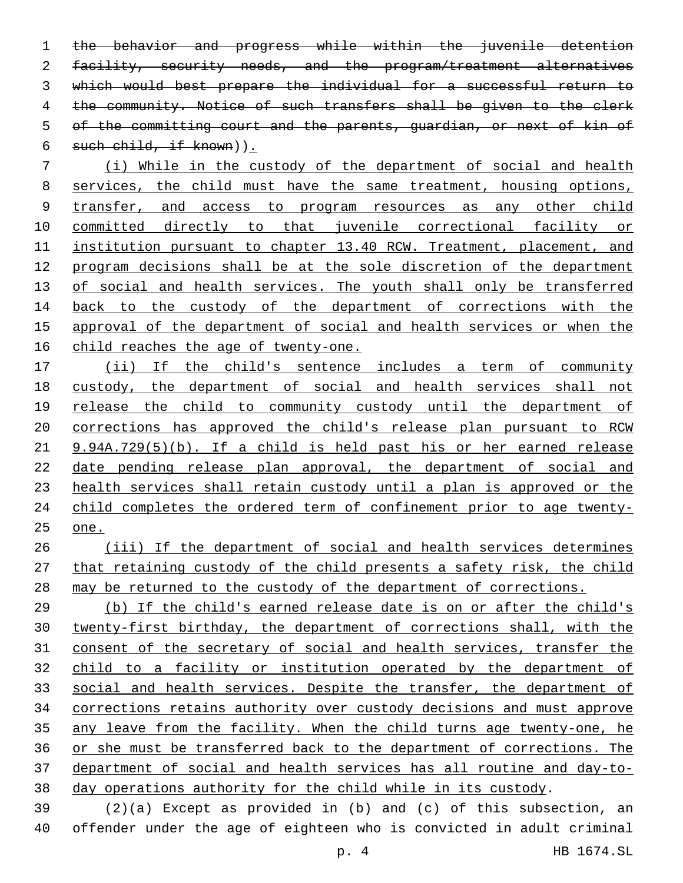~~the behavior and progress while within the juvenile detention facility, security needs, and the program/treatment alternatives which would best prepare the individual for a successful return to the community. Notice of such transfers shall be given to the clerk of the committing court and the parents, guardian, or next of kin of such child, if known~~)).

(i) While in the custody of the department of social and health services, the child must have the same treatment, housing options, transfer, and access to program resources as any other child committed directly to that juvenile correctional facility or institution pursuant to chapter 13.40 RCW. Treatment, placement, and program decisions shall be at the sole discretion of the department of social and health services. The youth shall only be transferred back to the custody of the department of corrections with the approval of the department of social and health services or when the child reaches the age of twenty-one.

(ii) If the child's sentence includes a term of community custody, the department of social and health services shall not release the child to community custody until the department of corrections has approved the child's release plan pursuant to RCW 9.94A.729(5)(b). If a child is held past his or her earned release date pending release plan approval, the department of social and health services shall retain custody until a plan is approved or the child completes the ordered term of confinement prior to age twenty-one.

(iii) If the department of social and health services determines that retaining custody of the child presents a safety risk, the child may be returned to the custody of the department of corrections.

(b) If the child's earned release date is on or after the child's twenty-first birthday, the department of corrections shall, with the consent of the secretary of social and health services, transfer the child to a facility or institution operated by the department of social and health services. Despite the transfer, the department of corrections retains authority over custody decisions and must approve any leave from the facility. When the child turns age twenty-one, he or she must be transferred back to the department of corrections. The department of social and health services has all routine and day-to-day operations authority for the child while in its custody.

(2)(a) Except as provided in (b) and (c) of this subsection, an offender under the age of eighteen who is convicted in adult criminal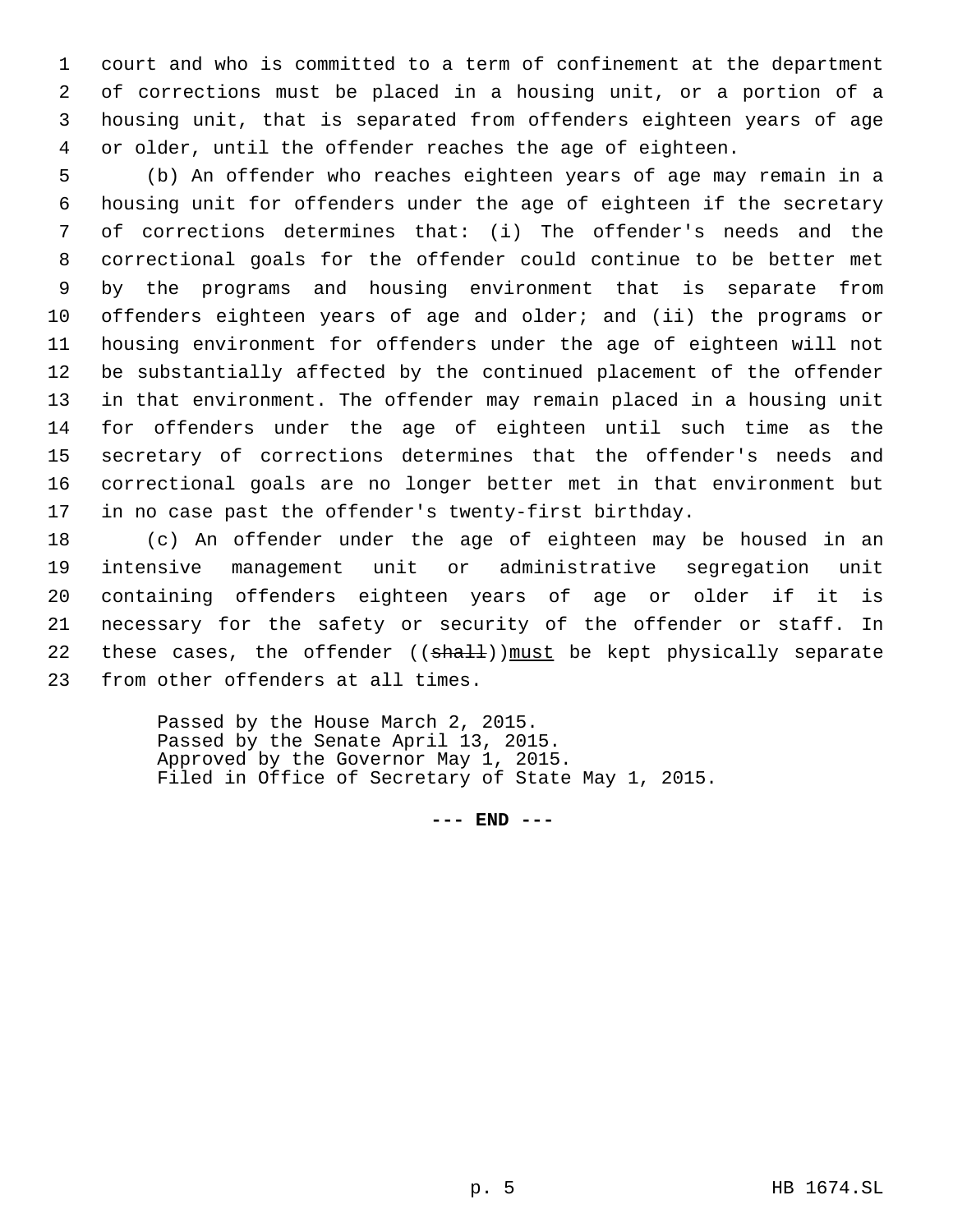court and who is committed to a term of confinement at the department of corrections must be placed in a housing unit, or a portion of a housing unit, that is separated from offenders eighteen years of age or older, until the offender reaches the age of eighteen.

(b) An offender who reaches eighteen years of age may remain in a housing unit for offenders under the age of eighteen if the secretary of corrections determines that: (i) The offender's needs and the correctional goals for the offender could continue to be better met by the programs and housing environment that is separate from offenders eighteen years of age and older; and (ii) the programs or housing environment for offenders under the age of eighteen will not be substantially affected by the continued placement of the offender in that environment. The offender may remain placed in a housing unit for offenders under the age of eighteen until such time as the secretary of corrections determines that the offender's needs and correctional goals are no longer better met in that environment but in no case past the offender's twenty-first birthday.

(c) An offender under the age of eighteen may be housed in an intensive management unit or administrative segregation unit containing offenders eighteen years of age or older if it is necessary for the safety or security of the offender or staff. In these cases, the offender ((~~shall~~))<u>must</u> be kept physically separate from other offenders at all times.

Passed by the House March 2, 2015.
Passed by the Senate April 13, 2015.
Approved by the Governor May 1, 2015.
Filed in Office of Secretary of State May 1, 2015.

**--- END ---**